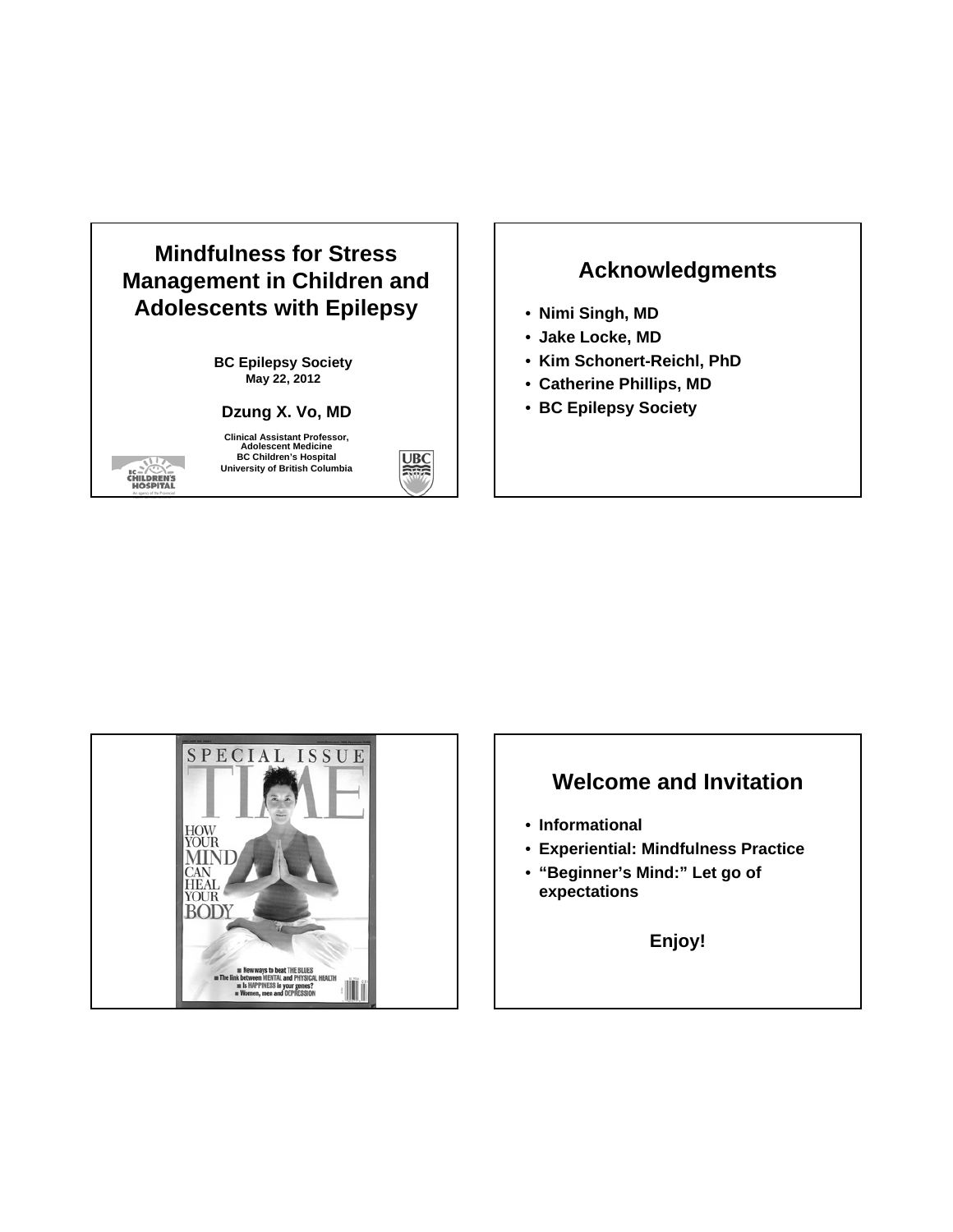# Mindfulness for Stress Management in Children and Adolescents with Epilepsy

**BC Epilepsy Society**
**May 22, 2012**

**Dzung X. Vo, MD**

**Clinical Assistant Professor, Adolescent Medicine**
**BC Children's Hospital**
**University of British Columbia**

## Acknowledgments

- **Nimi Singh, MD**
- **Jake Locke, MD**
- **Kim Schonert-Reichl, PhD**
- **Catherine Phillips, MD**
- **BC Epilepsy Society**

SPECIAL ISSUE

TIME

HOW YOUR MIND CAN HEAL YOUR BODY

- New ways to beat THE BLUES
- The link between MENTAL and PHYSICAL HEALTH
- Is HAPPINESS in your genes?
- Women, men and DEPRESSION

## Welcome and Invitation

- **Informational**
- **Experiential: Mindfulness Practice**
- **"Beginner's Mind:" Let go of expectations**

**Enjoy!**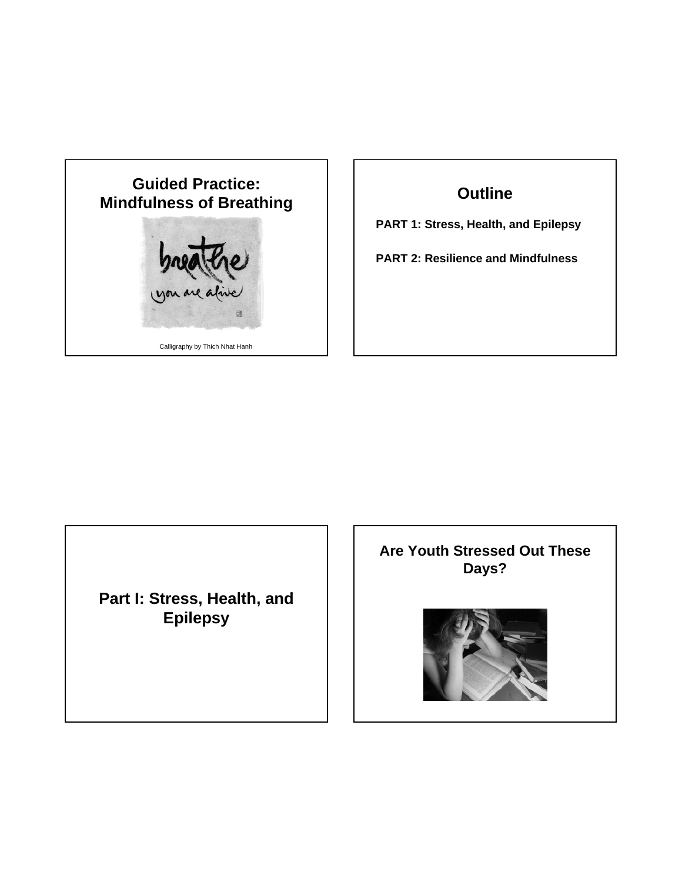## Guided Practice: Mindfulness of Breathing

Calligraphy by Thich Nhat Hanh

## Outline

**PART 1: Stress, Health, and Epilepsy**

**PART 2: Resilience and Mindfulness**

## Part I: Stress, Health, and Epilepsy

## Are Youth Stressed Out These Days?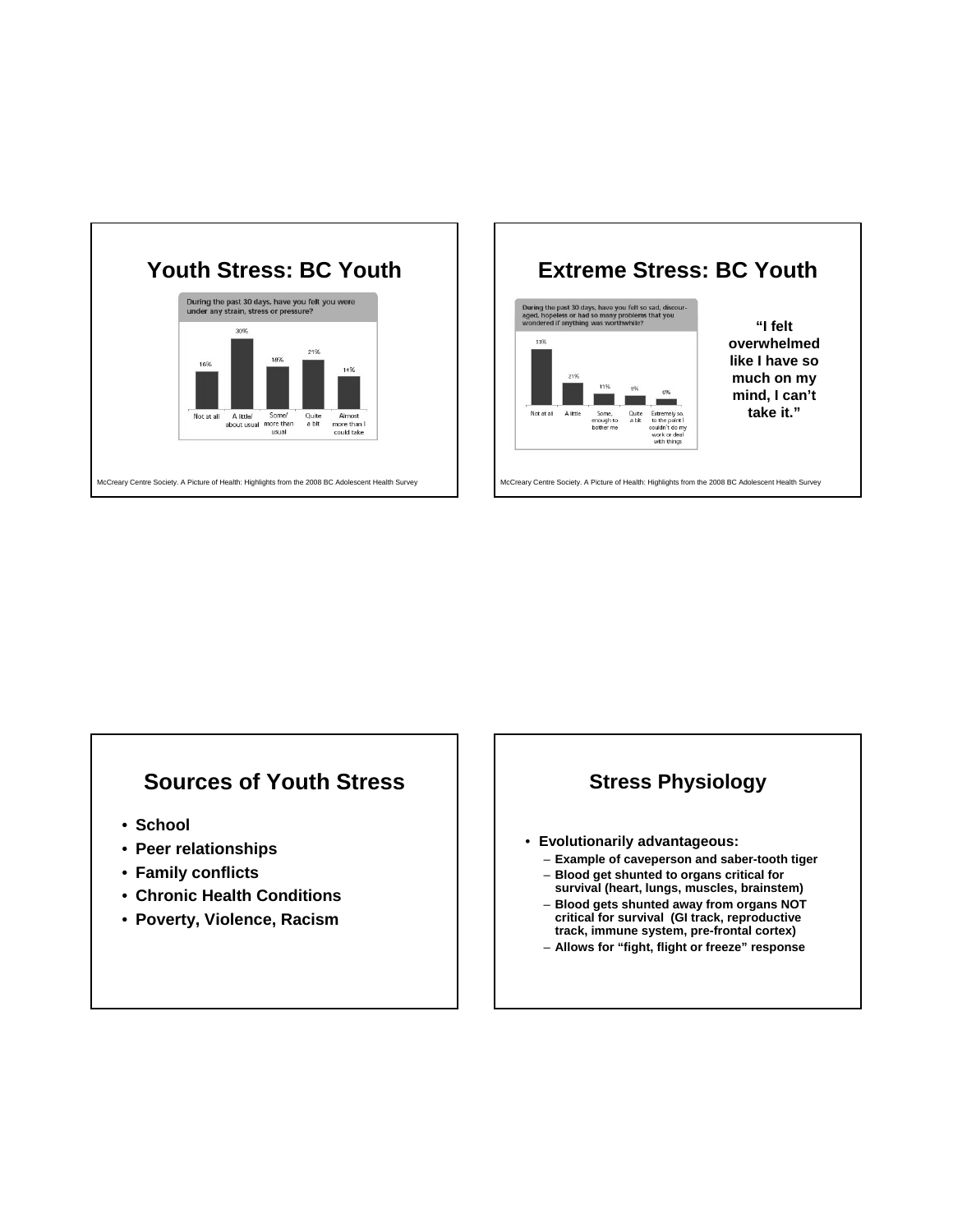## Youth Stress: BC Youth

During the past 30 days, have you felt you were under any strain, stress or pressure?

| Not at all | A little/ about usual | Some/ more than usual | Quite a bit | Almost more than I could take |
|---|---|---|---|---|
| 16% | 30% | 18% | 21% | 14% |

McCreary Centre Society. A Picture of Health: Highlights from the 2008 BC Adolescent Health Survey

## Extreme Stress: BC Youth

During the past 30 days, have you felt so sad, discouraged, hopeless or had so many problems that you wondered if anything was worthwhile?

| Not at all | A little | Some, enough to bother me | Quite a bit | Extremely so, to the point I couldn't do my work or deal with things |
|---|---|---|---|---|
| 13% | 21% | 11% | 9% | 6% |

**"I felt overwhelmed like I have so much on my mind, I can't take it."**

McCreary Centre Society. A Picture of Health: Highlights from the 2008 BC Adolescent Health Survey

## Sources of Youth Stress

- **School**
- **Peer relationships**
- **Family conflicts**
- **Chronic Health Conditions**
- **Poverty, Violence, Racism**

## Stress Physiology

- **Evolutionarily advantageous:**
  - **Example of caveperson and saber-tooth tiger**
  - **Blood get shunted to organs critical for survival (heart, lungs, muscles, brainstem)**
  - **Blood gets shunted away from organs NOT critical for survival (GI track, reproductive track, immune system, pre-frontal cortex)**
  - **Allows for "fight, flight or freeze" response**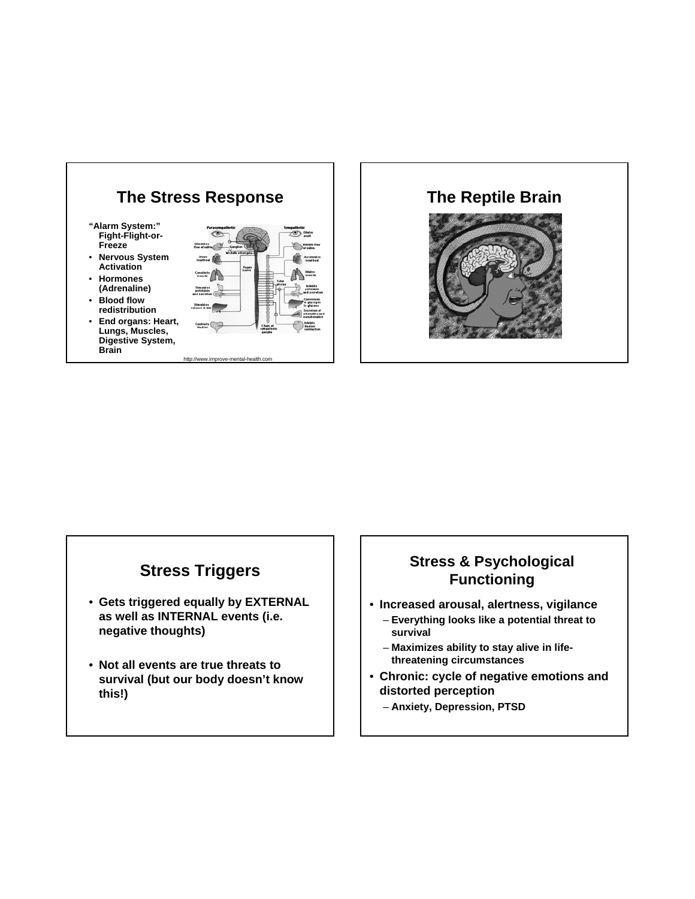## The Stress Response

"Alarm System:" Fight-Flight-or-Freeze

- Nervous System Activation
- Hormones (Adrenaline)
- Blood flow redistribution
- End organs: Heart, Lungs, Muscles, Digestive System, Brain

http://www.improve-mental-health.com

## The Reptile Brain

## Stress Triggers

- Gets triggered equally by EXTERNAL as well as INTERNAL events (i.e. negative thoughts)
- Not all events are true threats to survival (but our body doesn't know this!)

## Stress & Psychological Functioning

- Increased arousal, alertness, vigilance
  - Everything looks like a potential threat to survival
  - Maximizes ability to stay alive in life-threatening circumstances
- Chronic: cycle of negative emotions and distorted perception
  - Anxiety, Depression, PTSD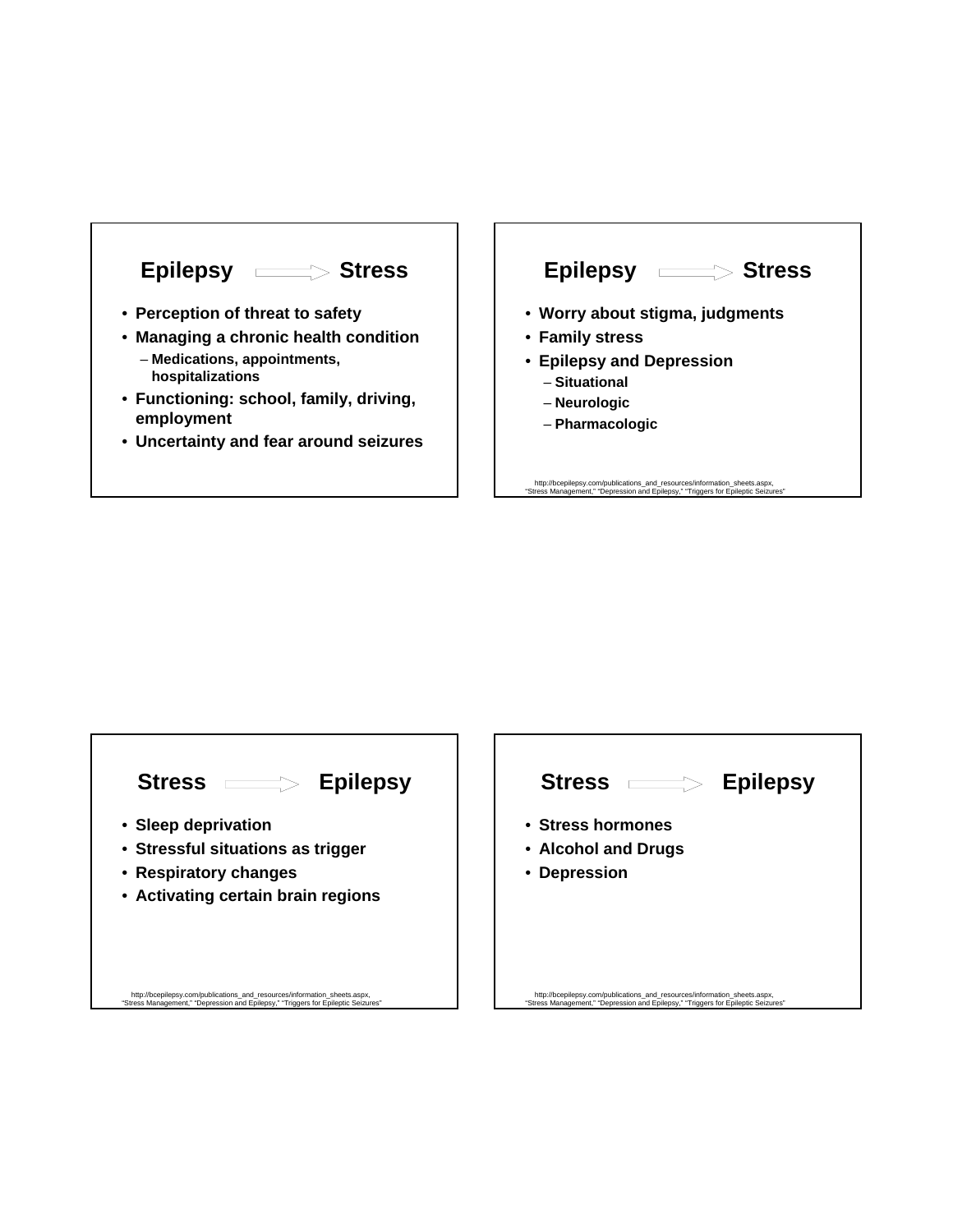## Epilepsy → Stress

- Perception of threat to safety
- Managing a chronic health condition
  - Medications, appointments, hospitalizations
- Functioning: school, family, driving, employment
- Uncertainty and fear around seizures

## Epilepsy → Stress

- Worry about stigma, judgments
- Family stress
- Epilepsy and Depression
  - Situational
  - Neurologic
  - Pharmacologic

http://bcepilepsy.com/publications_and_resources/information_sheets.aspx, "Stress Management," "Depression and Epilepsy," "Triggers for Epileptic Seizures"

## Stress → Epilepsy

- Sleep deprivation
- Stressful situations as trigger
- Respiratory changes
- Activating certain brain regions

http://bcepilepsy.com/publications_and_resources/information_sheets.aspx, "Stress Management," "Depression and Epilepsy," "Triggers for Epileptic Seizures"

## Stress → Epilepsy

- Stress hormones
- Alcohol and Drugs
- Depression

http://bcepilepsy.com/publications_and_resources/information_sheets.aspx, "Stress Management," "Depression and Epilepsy," "Triggers for Epileptic Seizures"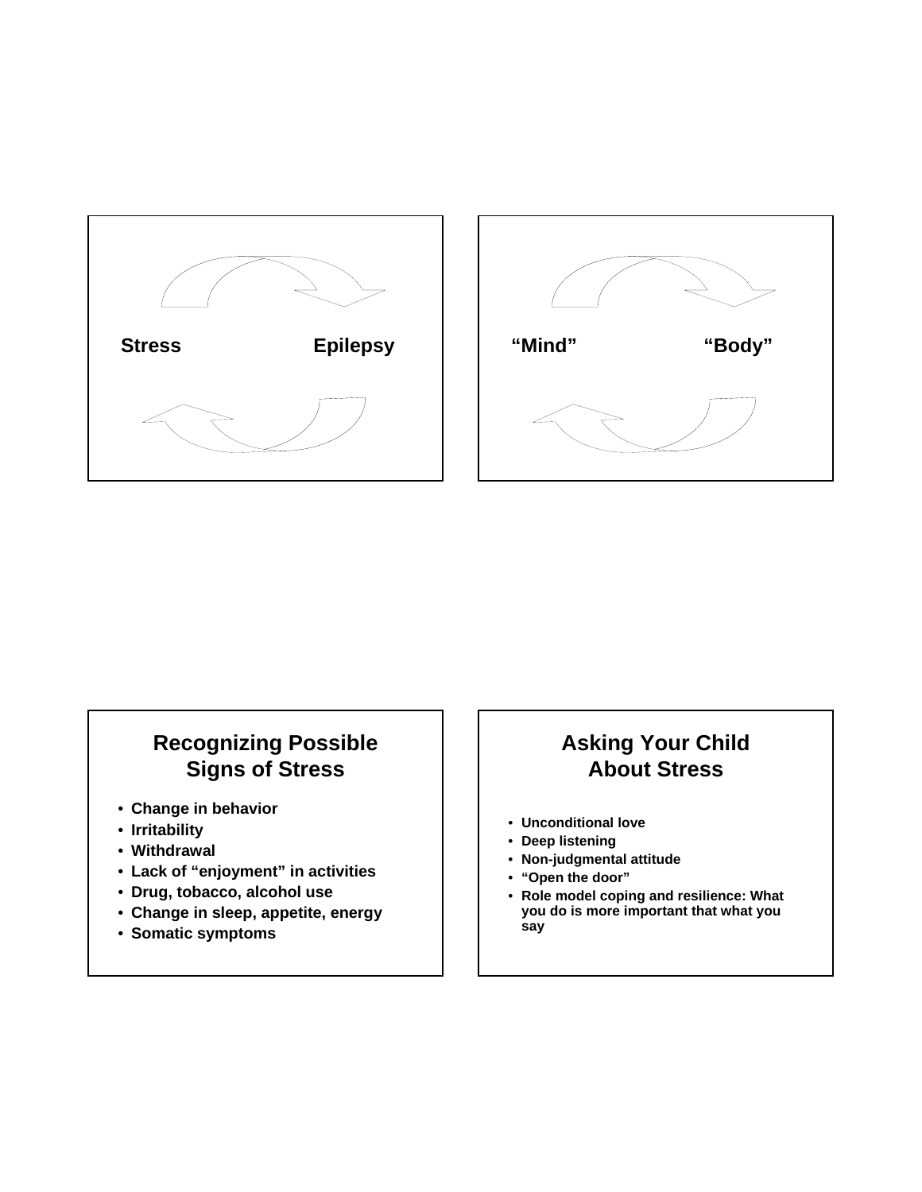Stress Epilepsy

“Mind” “Body”

## Recognizing Possible Signs of Stress

- **Change in behavior**
- **Irritability**
- **Withdrawal**
- **Lack of “enjoyment” in activities**
- **Drug, tobacco, alcohol use**
- **Change in sleep, appetite, energy**
- **Somatic symptoms**

## Asking Your Child About Stress

- **Unconditional love**
- **Deep listening**
- **Non-judgmental attitude**
- **“Open the door”**
- **Role model coping and resilience: What you do is more important that what you say**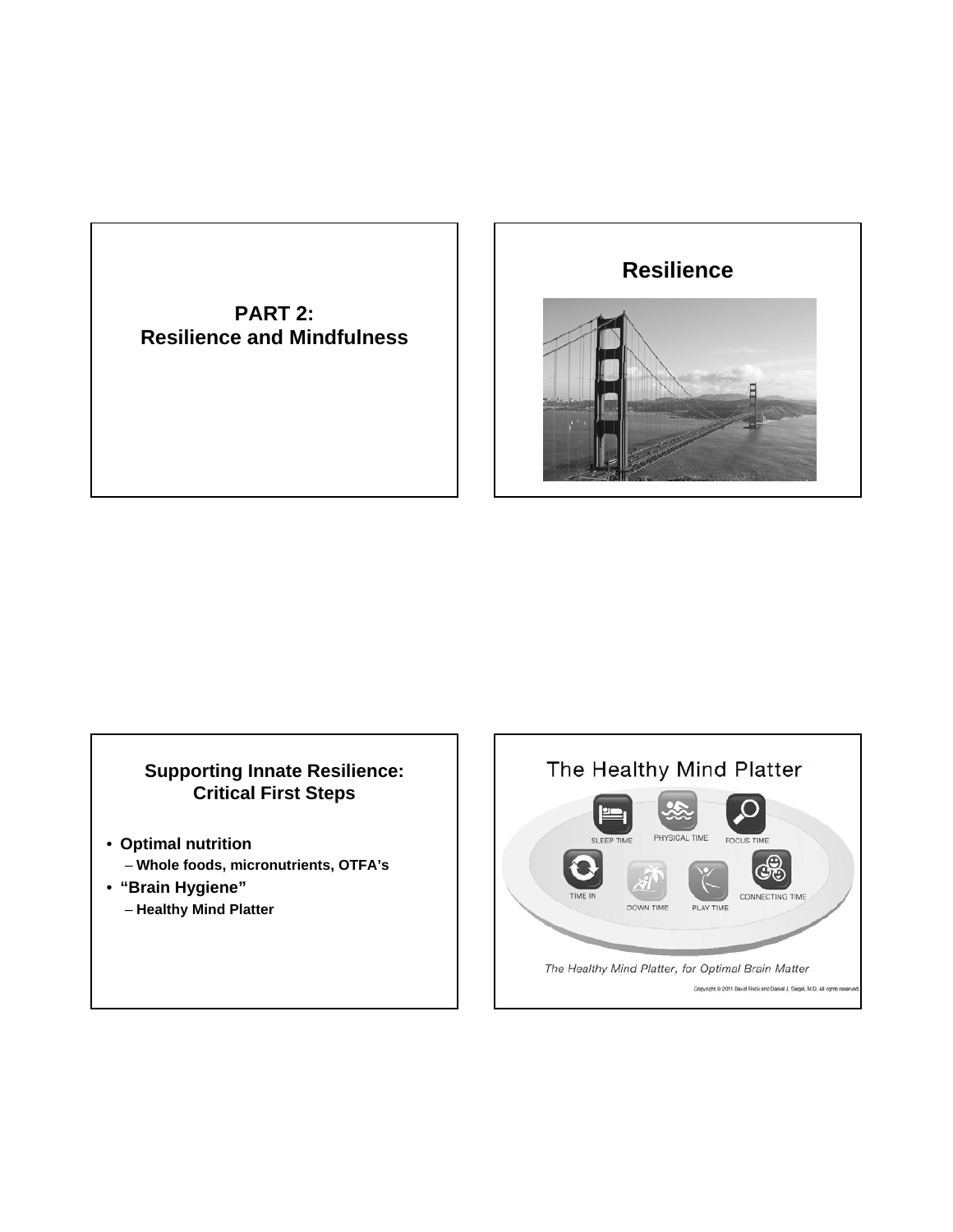## PART 2:
## Resilience and Mindfulness

## Resilience

## Supporting Innate Resilience: Critical First Steps

- **Optimal nutrition**
  – **Whole foods, micronutrients, OTFA's**
- **"Brain Hygiene"**
  – **Healthy Mind Platter**

## The Healthy Mind Platter

SLEEP TIME

PHYSICAL TIME

FOCUS TIME

TIME IN

DOWN TIME

PLAY TIME

CONNECTING TIME

*The Healthy Mind Platter, for Optimal Brain Matter*

Copyright © 2011 David Rock and Daniel J. Siegel, M.D. All rights reserved.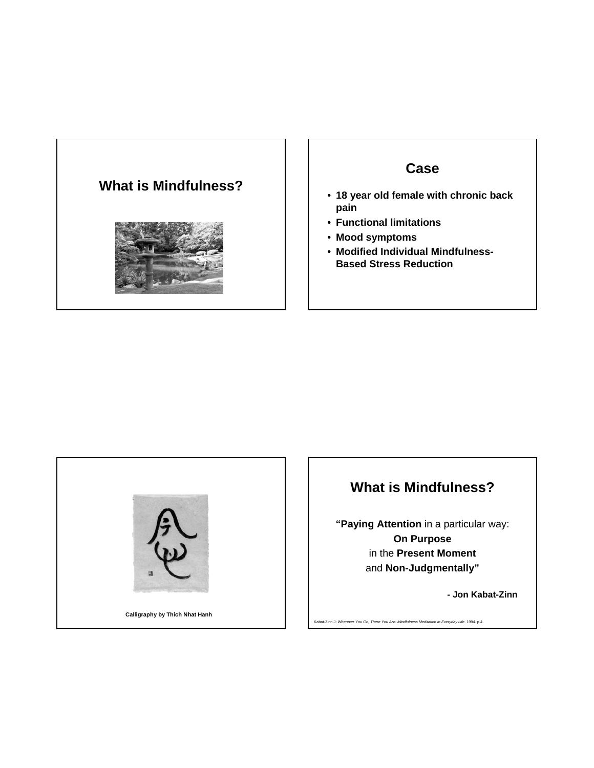## What is Mindfulness?

## Case

- **18 year old female with chronic back pain**
- **Functional limitations**
- **Mood symptoms**
- **Modified Individual Mindfulness-Based Stress Reduction**

**Calligraphy by Thich Nhat Hanh**

## What is Mindfulness?

**"Paying Attention** in a particular way:
**On Purpose**
in the **Present Moment**
and **Non-Judgmentally"**

**- Jon Kabat-Zinn**

Kabat-Zinn J: *Wherever You Go, There You Are: Mindfulness Meditation in Everyday Life*. 1994. p.4.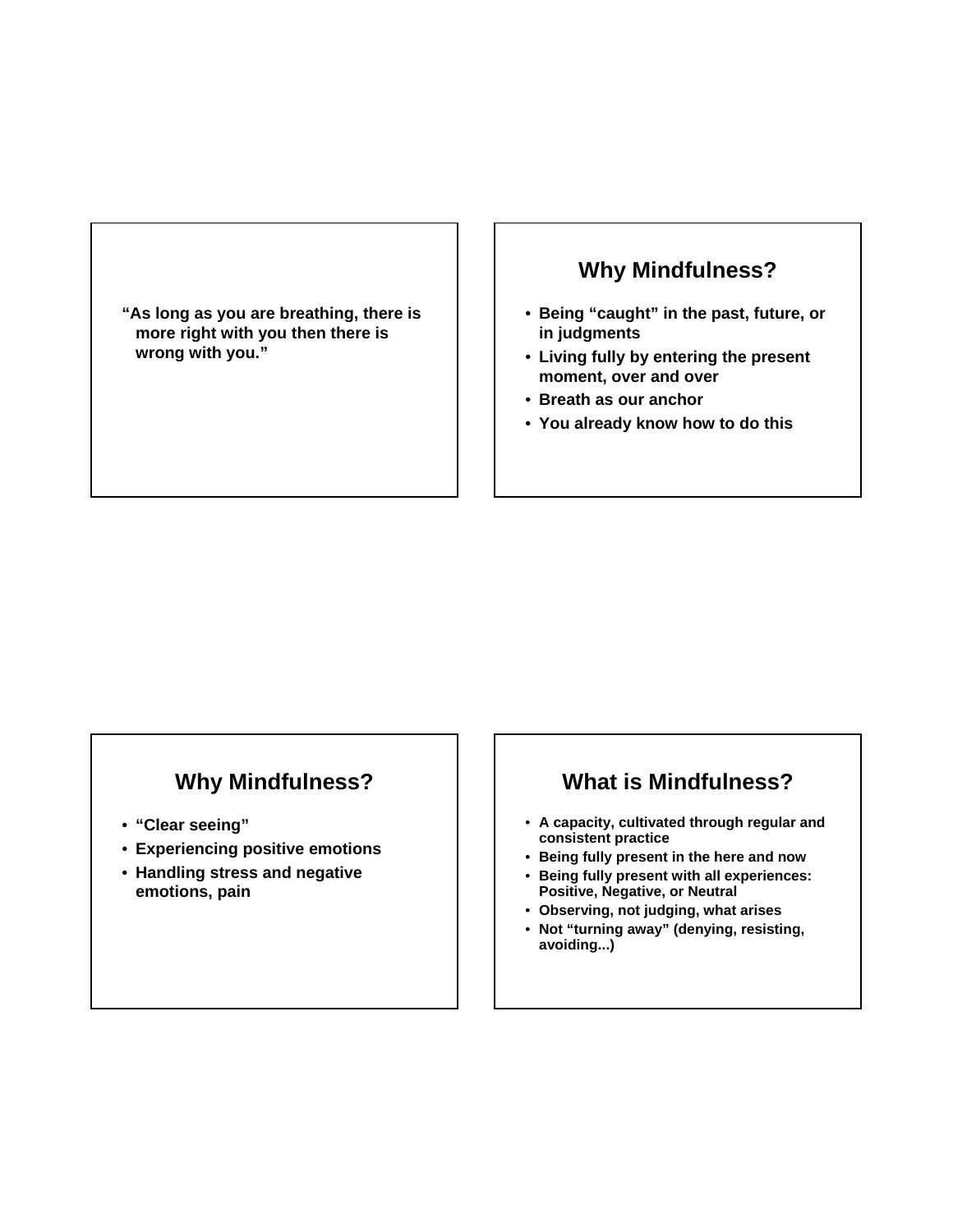"As long as you are breathing, there is more right with you then there is wrong with you."

## Why Mindfulness?

- Being "caught" in the past, future, or in judgments
- Living fully by entering the present moment, over and over
- Breath as our anchor
- You already know how to do this

## Why Mindfulness?

- "Clear seeing"
- Experiencing positive emotions
- Handling stress and negative emotions, pain

## What is Mindfulness?

- A capacity, cultivated through regular and consistent practice
- Being fully present in the here and now
- Being fully present with all experiences: Positive, Negative, or Neutral
- Observing, not judging, what arises
- Not "turning away" (denying, resisting, avoiding...)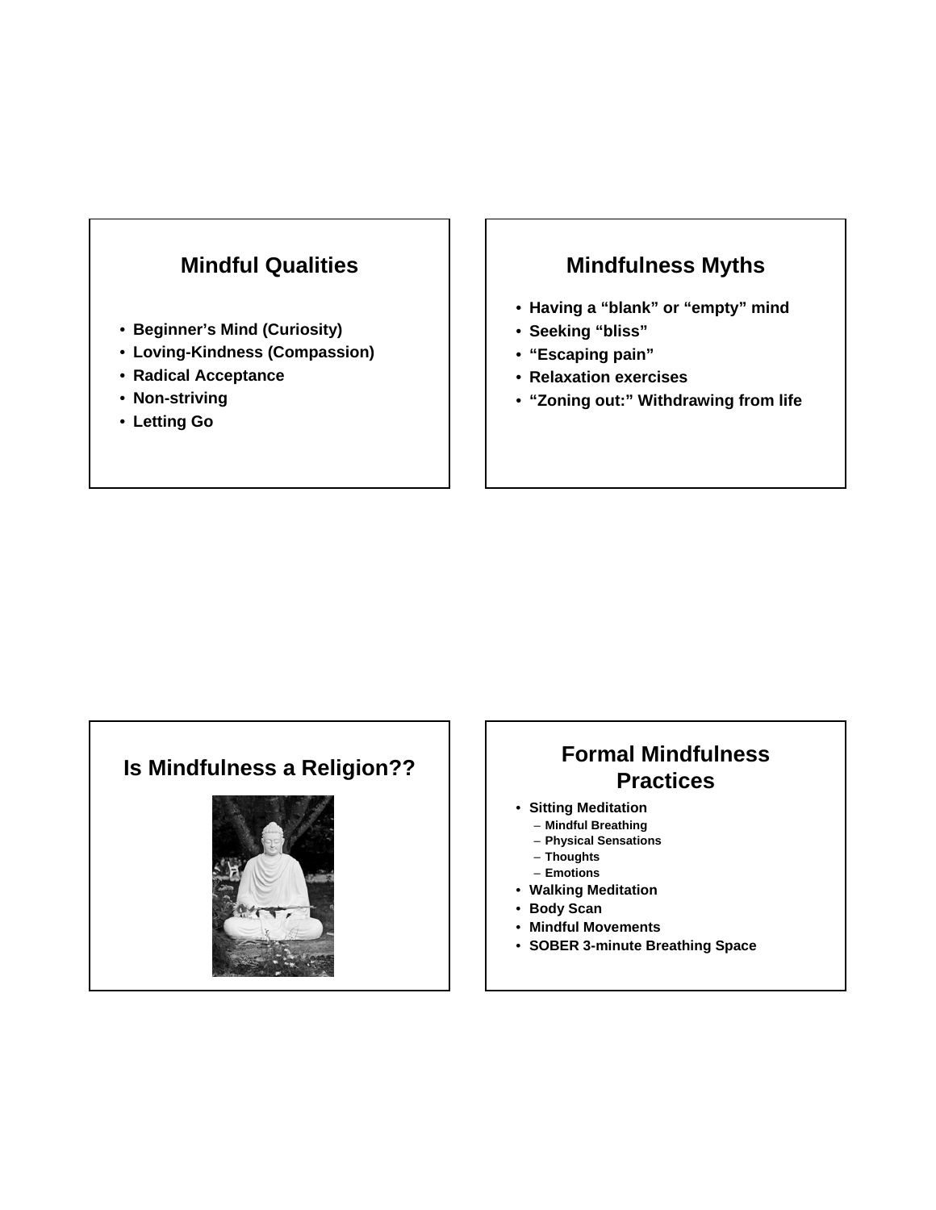## Mindful Qualities

- Beginner's Mind (Curiosity)
- Loving-Kindness (Compassion)
- Radical Acceptance
- Non-striving
- Letting Go

## Mindfulness Myths

- Having a "blank" or "empty" mind
- Seeking "bliss"
- "Escaping pain"
- Relaxation exercises
- "Zoning out:" Withdrawing from life

## Is Mindfulness a Religion??

## Formal Mindfulness Practices

- Sitting Meditation
  - Mindful Breathing
  - Physical Sensations
  - Thoughts
  - Emotions
- Walking Meditation
- Body Scan
- Mindful Movements
- SOBER 3-minute Breathing Space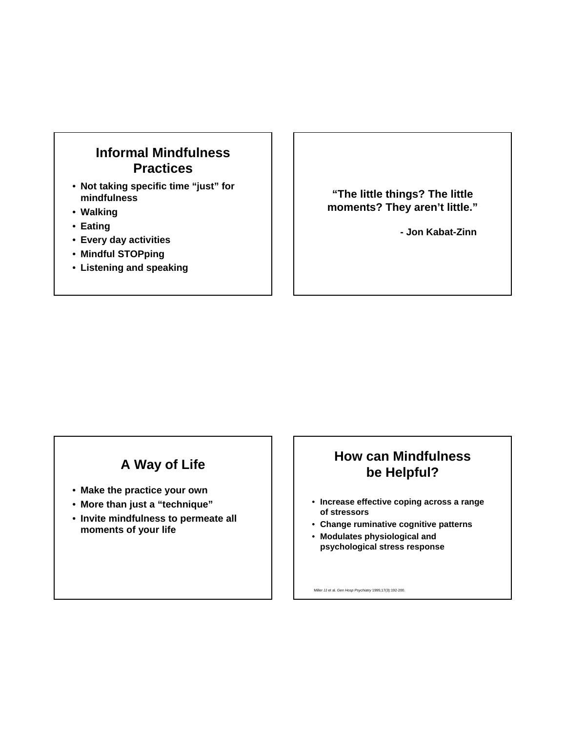## Informal Mindfulness Practices

- Not taking specific time "just" for mindfulness
- Walking
- Eating
- Every day activities
- Mindful STOPping
- Listening and speaking

"The little things? The little moments? They aren't little."

- Jon Kabat-Zinn

## A Way of Life

- Make the practice your own
- More than just a "technique"
- Invite mindfulness to permeate all moments of your life

## How can Mindfulness be Helpful?

- Increase effective coping across a range of stressors
- Change ruminative cognitive patterns
- Modulates physiological and psychological stress response

Miller JJ et al. *Gen Hosp Psychiatry* 1995;17(3):192-200.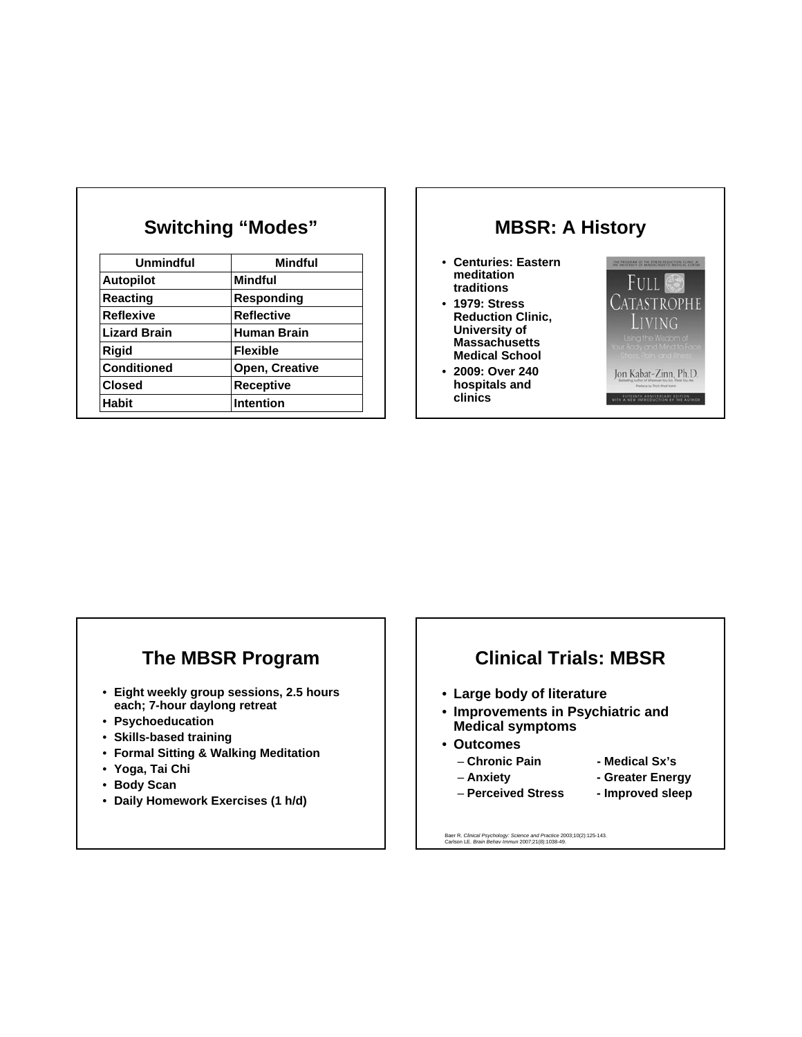## Switching "Modes"

| Unmindful | Mindful |
|---|---|
| **Autopilot** | **Mindful** |
| **Reacting** | **Responding** |
| **Reflexive** | **Reflective** |
| **Lizard Brain** | **Human Brain** |
| **Rigid** | **Flexible** |
| **Conditioned** | **Open, Creative** |
| **Closed** | **Receptive** |
| **Habit** | **Intention** |

## MBSR: A History

- **Centuries: Eastern meditation traditions**
- **1979: Stress Reduction Clinic, University of Massachusetts Medical School**
- **2009: Over 240 hospitals and clinics**

THE PROGRAM OF THE STRESS REDUCTION CLINIC AT THE UNIVERSITY OF MASSACHUSETTS MEDICAL CENTER

FULL CATASTROPHE LIVING

Using the Wisdom of Your Body and Mind to Face Stress, Pain, and Illness

Jon Kabat-Zinn, Ph.D.

FIFTEENTH ANNIVERSARY EDITION WITH A NEW INTRODUCTION BY THE AUTHOR

## The MBSR Program

- **Eight weekly group sessions, 2.5 hours each; 7-hour daylong retreat**
- **Psychoeducation**
- **Skills-based training**
- **Formal Sitting & Walking Meditation**
- **Yoga, Tai Chi**
- **Body Scan**
- **Daily Homework Exercises (1 h/d)**

## Clinical Trials: MBSR

- **Large body of literature**
- **Improvements in Psychiatric and Medical symptoms**
- **Outcomes**
  - **Chronic Pain** **- Medical Sx's**
  - **Anxiety** **- Greater Energy**
  - **Perceived Stress** **- Improved sleep**

Baer R. *Clinical Psychology: Science and Practice* 2003;10(2):125-143.
Carlson LE. *Brain Behav Immun* 2007;21(8):1038-49.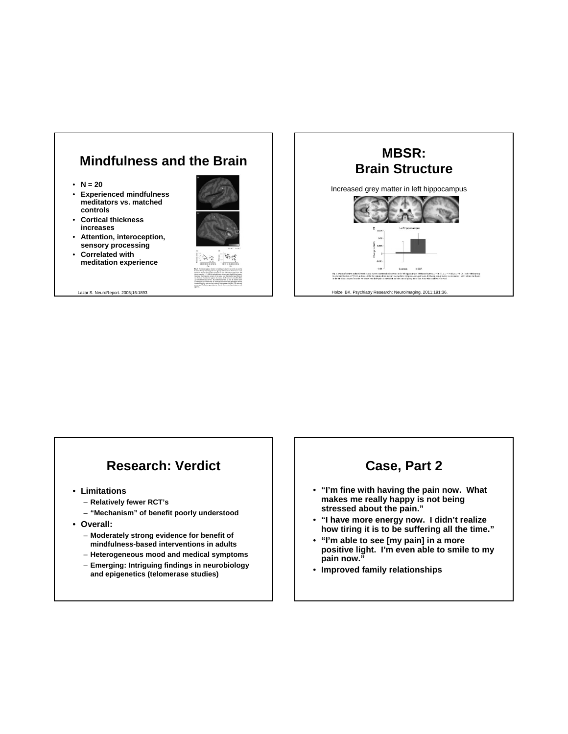## Mindfulness and the Brain

- N = 20
- Experienced mindfulness meditators vs. matched controls
- Cortical thickness increases
- Attention, interoception, sensory processing
- Correlated with meditation experience

Lazar S. NeuroReport. 2005;16:1893

## MBSR: Brain Structure

Increased grey matter in left hippocampus

Holzel BK. Psychiatry Research: Neuroimaging. 2011;191:36.

## Research: Verdict

- Limitations
  - Relatively fewer RCT's
  - "Mechanism" of benefit poorly understood
- Overall:
  - Moderately strong evidence for benefit of mindfulness-based interventions in adults
  - Heterogeneous mood and medical symptoms
  - Emerging: Intriguing findings in neurobiology and epigenetics (telomerase studies)

## Case, Part 2

- "I'm fine with having the pain now. What makes me really happy is not being stressed about the pain."
- "I have more energy now. I didn't realize how tiring it is to be suffering all the time."
- "I'm able to see [my pain] in a more positive light. I'm even able to smile to my pain now."
- Improved family relationships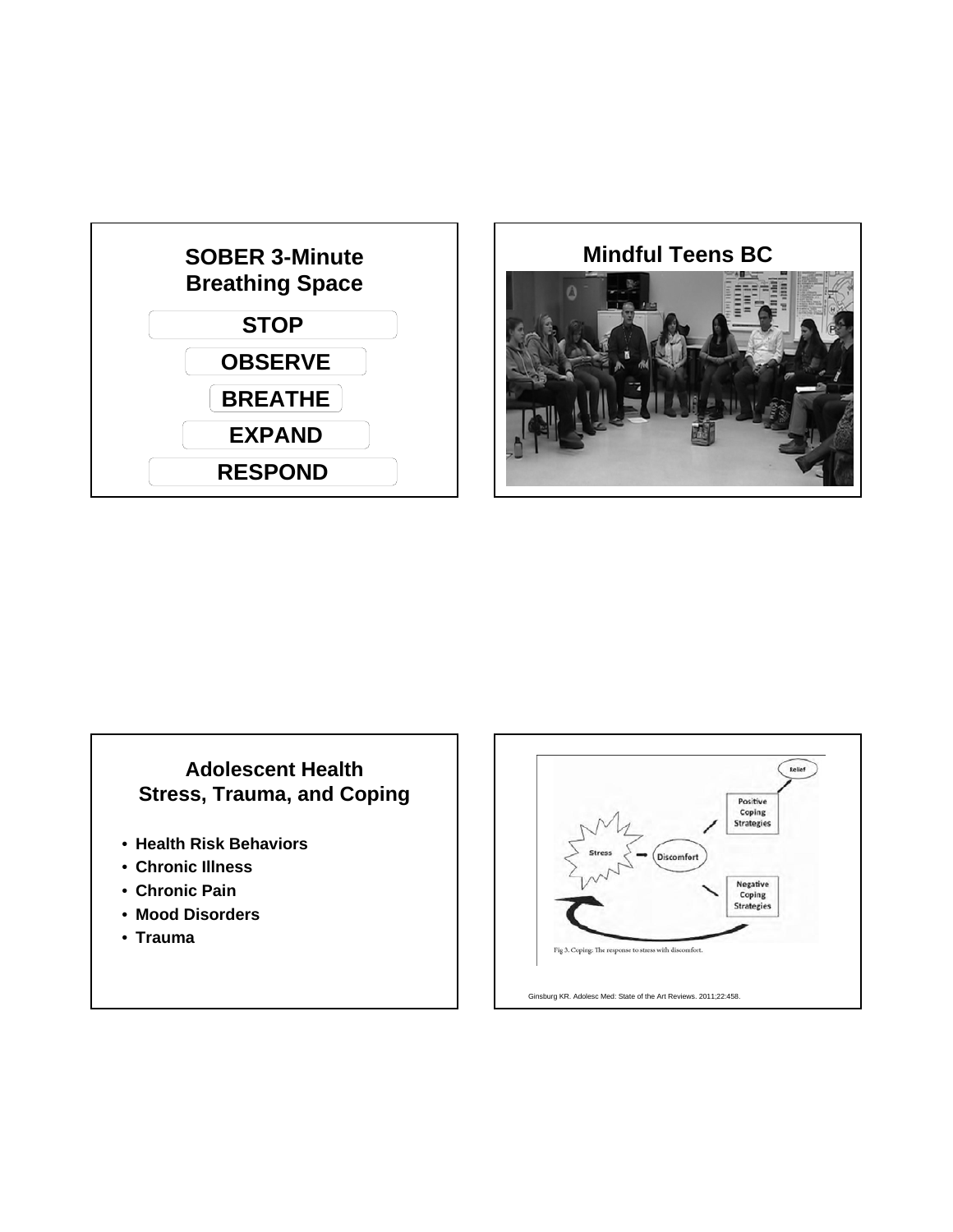## SOBER 3-Minute Breathing Space

**STOP**

**OBSERVE**

**BREATHE**

**EXPAND**

**RESPOND**

## Mindful Teens BC

## Adolescent Health Stress, Trauma, and Coping

- **Health Risk Behaviors**
- **Chronic Illness**
- **Chronic Pain**
- **Mood Disorders**
- **Trauma**

Fig 3. Coping: The response to stress with discomfort.

Ginsburg KR. Adolesc Med: State of the Art Reviews. 2011;22:458.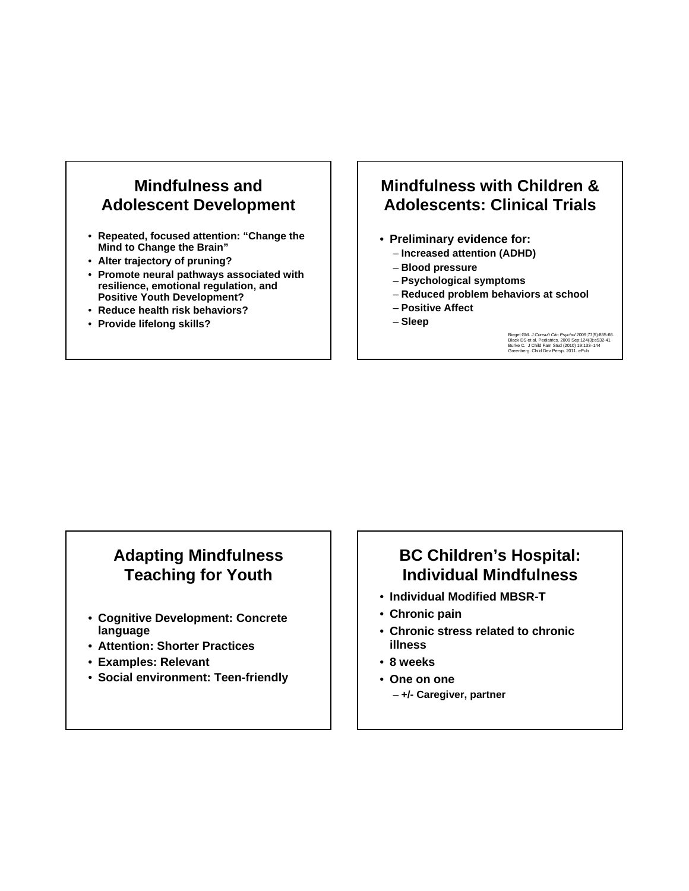## Mindfulness and Adolescent Development

- Repeated, focused attention: "Change the Mind to Change the Brain"
- Alter trajectory of pruning?
- Promote neural pathways associated with resilience, emotional regulation, and Positive Youth Development?
- Reduce health risk behaviors?
- Provide lifelong skills?

## Mindfulness with Children & Adolescents: Clinical Trials

- Preliminary evidence for:
  - Increased attention (ADHD)
  - Blood pressure
  - Psychological symptoms
  - Reduced problem behaviors at school
  - Positive Affect
  - Sleep

Biegel GM. *J Consult Clin Psychol* 2009;77(5):855-66.
Black DS et al. Pediatrics. 2009 Sep;124(3):e532-41
Burke C. J Child Fam Stud (2010) 19:133–144
Greenberg. Child Dev Persp. 2011. ePub

## Adapting Mindfulness Teaching for Youth

- Cognitive Development: Concrete language
- Attention: Shorter Practices
- Examples: Relevant
- Social environment: Teen-friendly

## BC Children's Hospital: Individual Mindfulness

- Individual Modified MBSR-T
- Chronic pain
- Chronic stress related to chronic illness
- 8 weeks
- One on one
  - +/- Caregiver, partner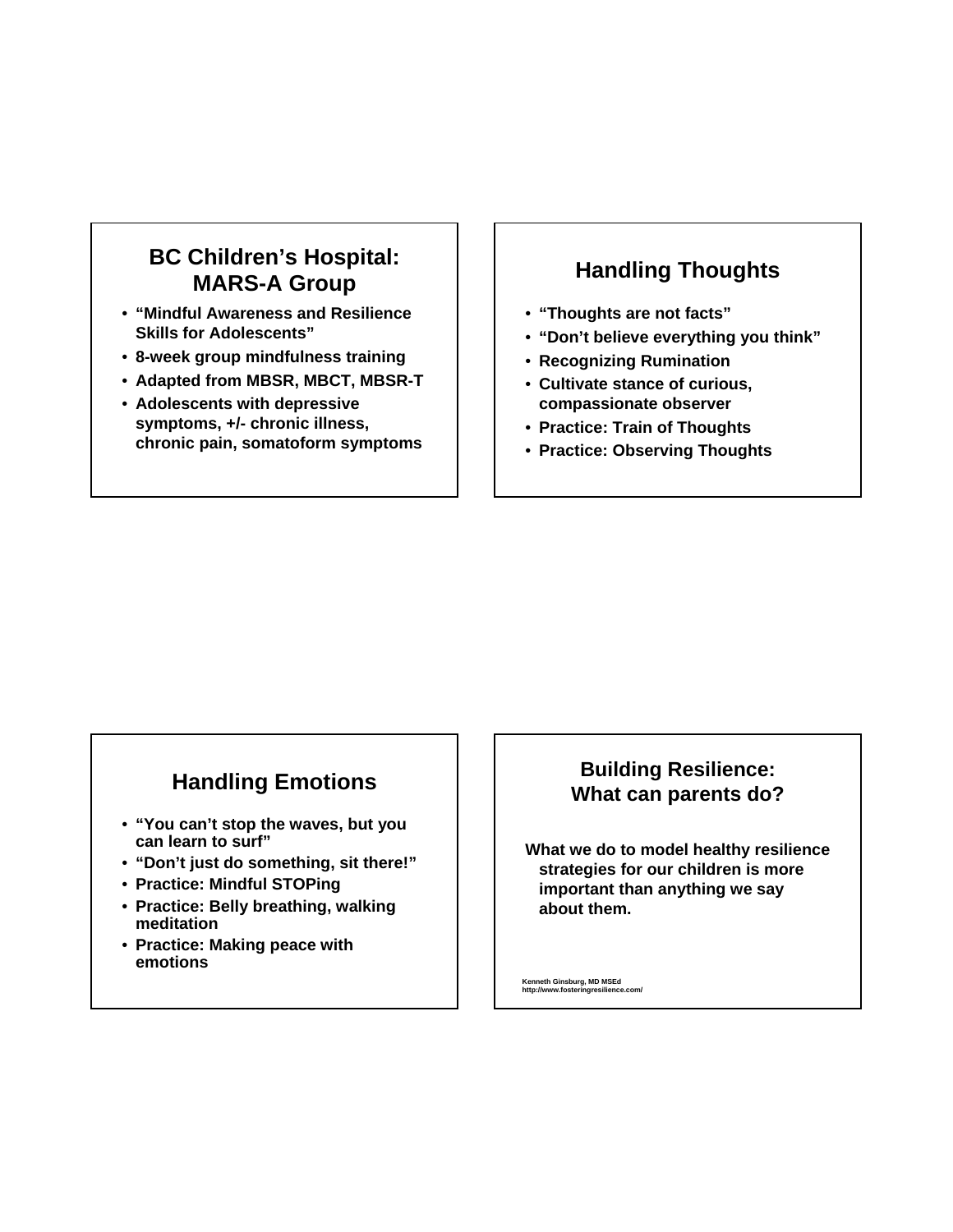## BC Children's Hospital: MARS-A Group

- "Mindful Awareness and Resilience Skills for Adolescents"
- 8-week group mindfulness training
- Adapted from MBSR, MBCT, MBSR-T
- Adolescents with depressive symptoms, +/- chronic illness, chronic pain, somatoform symptoms

## Handling Thoughts

- "Thoughts are not facts"
- "Don't believe everything you think"
- Recognizing Rumination
- Cultivate stance of curious, compassionate observer
- Practice: Train of Thoughts
- Practice: Observing Thoughts

## Handling Emotions

- "You can't stop the waves, but you can learn to surf"
- "Don't just do something, sit there!"
- Practice: Mindful STOPing
- Practice: Belly breathing, walking meditation
- Practice: Making peace with emotions

## Building Resilience: What can parents do?

What we do to model healthy resilience strategies for our children is more important than anything we say about them.

Kenneth Ginsburg, MD MSEd
http://www.fosteringresilience.com/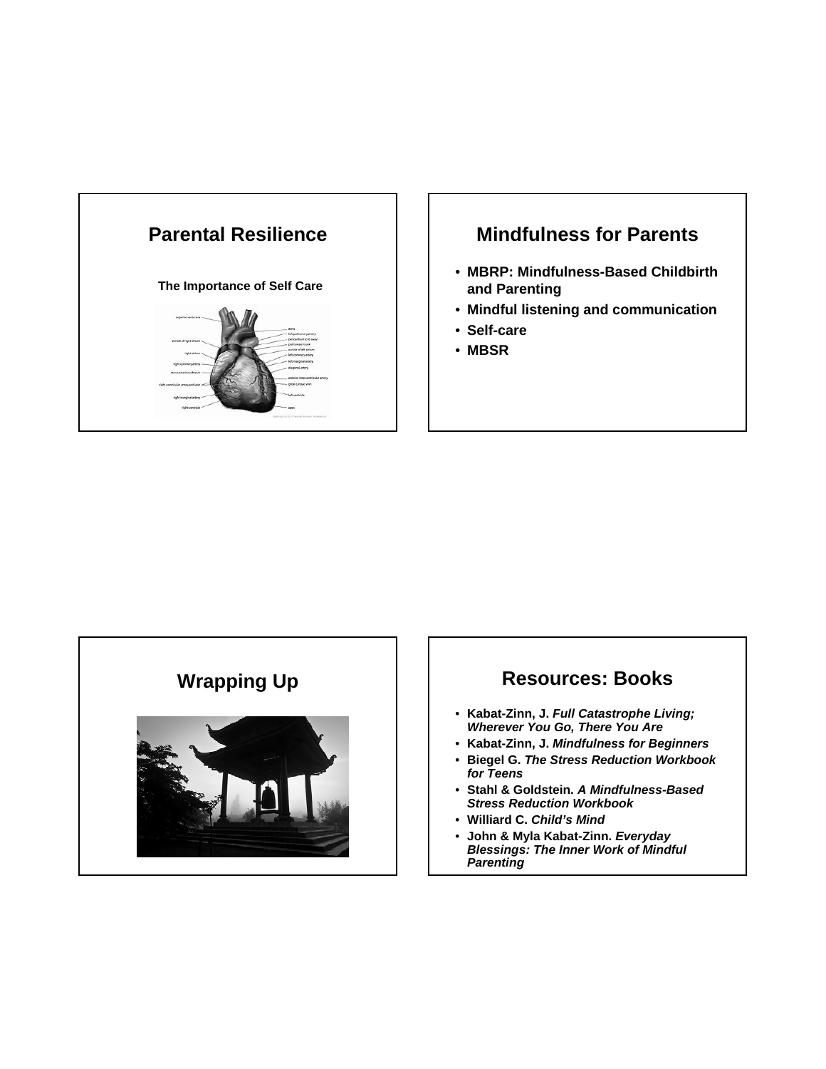## Parental Resilience

**The Importance of Self Care**

## Mindfulness for Parents

- **MBRP: Mindfulness-Based Childbirth and Parenting**
- **Mindful listening and communication**
- **Self-care**
- **MBSR**

## Wrapping Up

## Resources: Books

- **Kabat-Zinn, J.** ***Full Catastrophe Living; Wherever You Go, There You Are***
- **Kabat-Zinn, J.** ***Mindfulness for Beginners***
- **Biegel G.** ***The Stress Reduction Workbook for Teens***
- **Stahl & Goldstein.** ***A Mindfulness-Based Stress Reduction Workbook***
- **Williard C.** ***Child's Mind***
- **John & Myla Kabat-Zinn.** ***Everyday Blessings: The Inner Work of Mindful Parenting***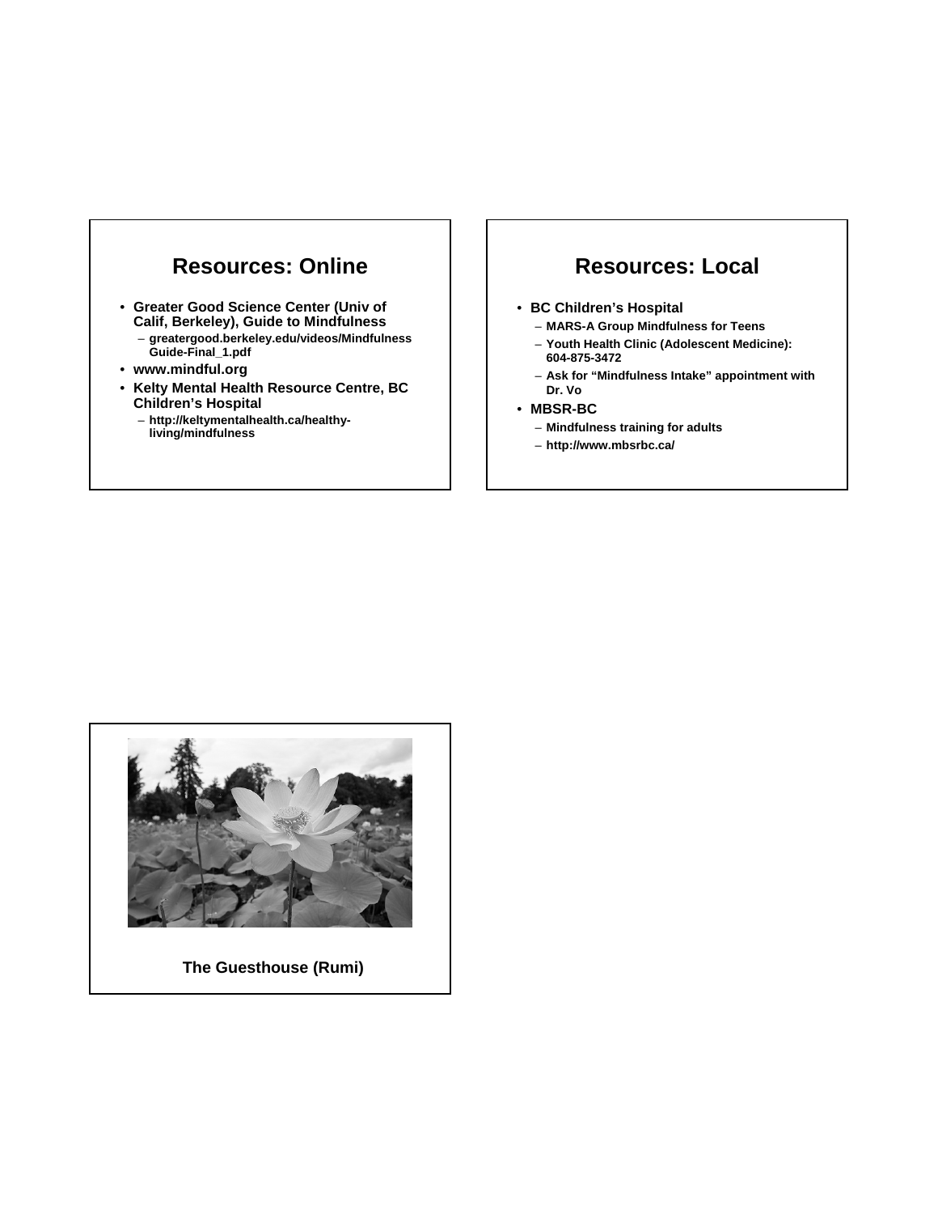## Resources: Online

- Greater Good Science Center (Univ of Calif, Berkeley), Guide to Mindfulness
  - greatergood.berkeley.edu/videos/Mindfulness Guide-Final_1.pdf
- www.mindful.org
- Kelty Mental Health Resource Centre, BC Children's Hospital
  - http://keltymentalhealth.ca/healthy-living/mindfulness

## Resources: Local

- BC Children's Hospital
  - MARS-A Group Mindfulness for Teens
  - Youth Health Clinic (Adolescent Medicine): 604-875-3472
  - Ask for "Mindfulness Intake" appointment with Dr. Vo
- MBSR-BC
  - Mindfulness training for adults
  - http://www.mbsrbc.ca/

**The Guesthouse (Rumi)**